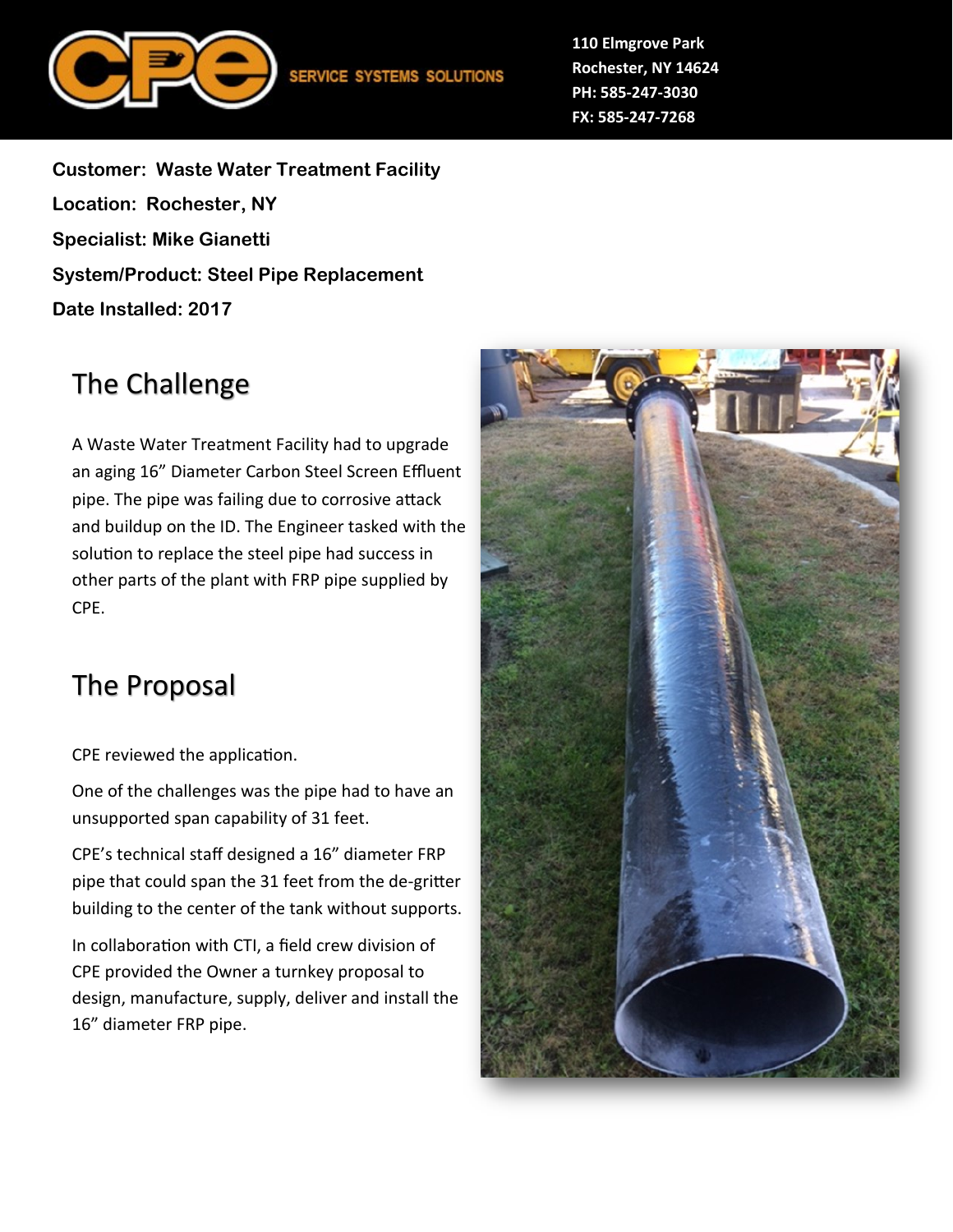CPE SERVICE SYSTEMS SOLUTIONS

110 Elmgrove Park
Rochester, NY 14624
PH: 585-247-3030
FX: 585-247-7268

**Customer: Waste Water Treatment Facility**

**Location: Rochester, NY**

**Specialist: Mike Gianetti**

**System/Product: Steel Pipe Replacement**

**Date Installed: 2017**

## The Challenge

A Waste Water Treatment Facility had to upgrade an aging 16" Diameter Carbon Steel Screen Effluent pipe. The pipe was failing due to corrosive attack and buildup on the ID. The Engineer tasked with the solution to replace the steel pipe had success in other parts of the plant with FRP pipe supplied by CPE.

## The Proposal

CPE reviewed the application.

One of the challenges was the pipe had to have an unsupported span capability of 31 feet.

CPE's technical staff designed a 16" diameter FRP pipe that could span the 31 feet from the de-gritter building to the center of the tank without supports.

In collaboration with CTI, a field crew division of CPE provided the Owner a turnkey proposal to design, manufacture, supply, deliver and install the 16" diameter FRP pipe.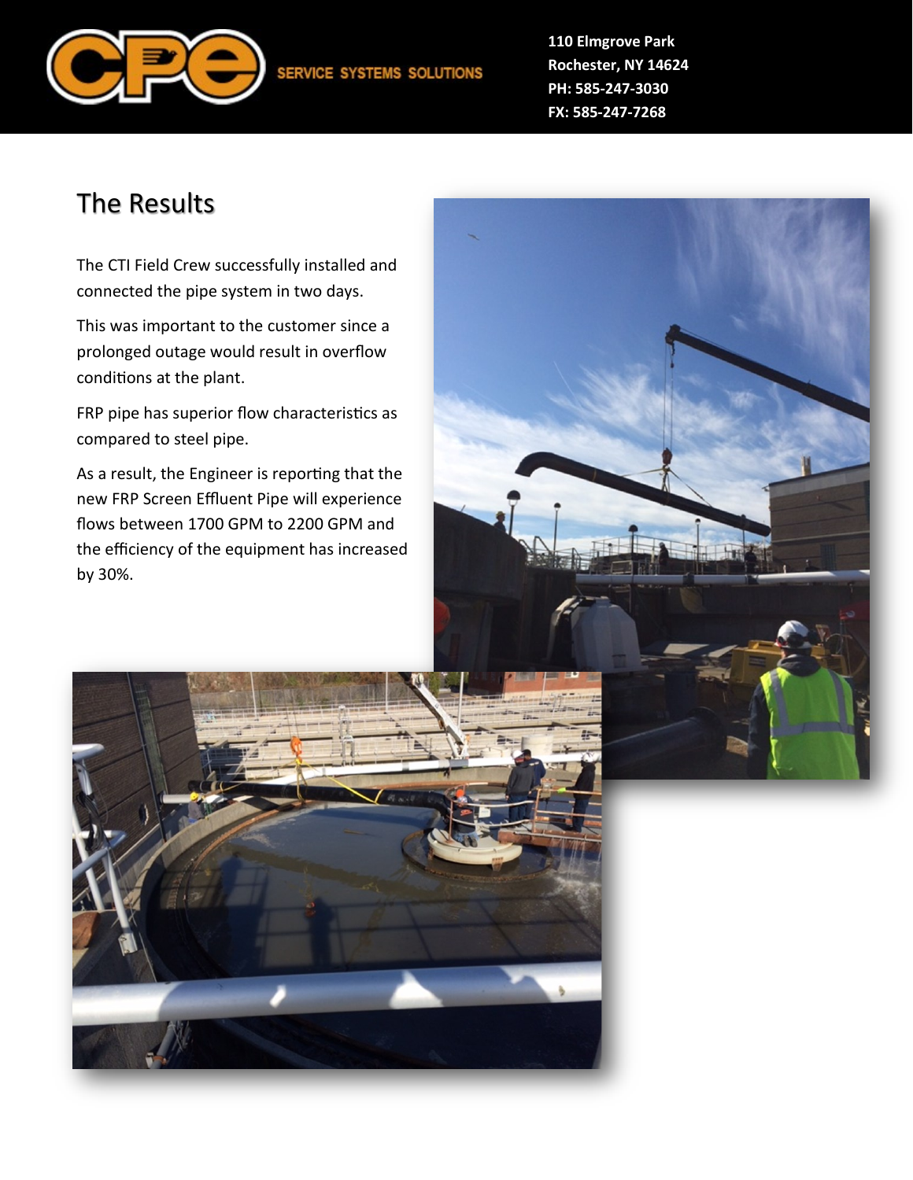## The Results

The CTI Field Crew successfully installed and connected the pipe system in two days.

This was important to the customer since a prolonged outage would result in overflow conditions at the plant.

FRP pipe has superior flow characteristics as compared to steel pipe.

As a result, the Engineer is reporting that the new FRP Screen Effluent Pipe will experience flows between 1700 GPM to 2200 GPM and the efficiency of the equipment has increased by 30%.